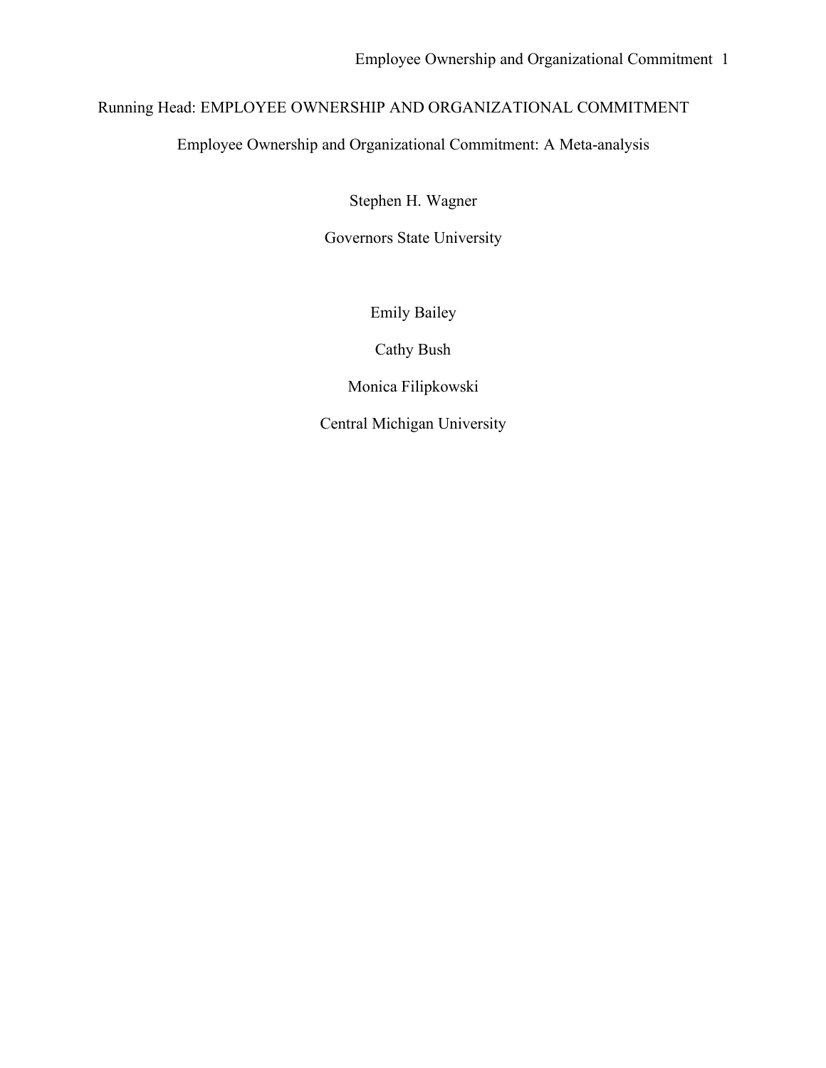Running Head: EMPLOYEE OWNERSHIP AND ORGANIZATIONAL COMMITMENT

# Employee Ownership and Organizational Commitment: A Meta-analysis

Stephen H. Wagner

Governors State University

Emily Bailey

Cathy Bush

Monica Filipkowski

Central Michigan University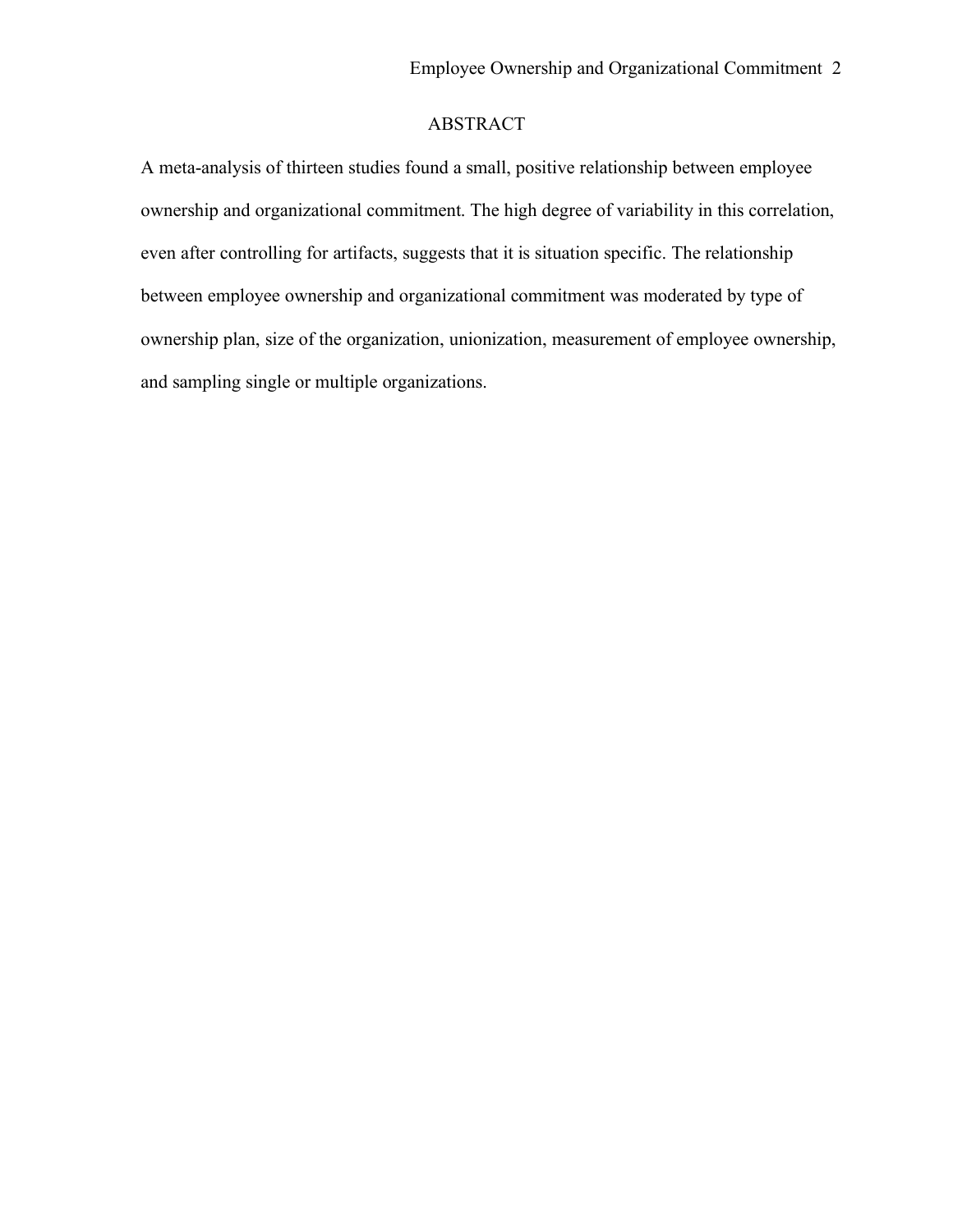## ABSTRACT

A meta-analysis of thirteen studies found a small, positive relationship between employee ownership and organizational commitment. The high degree of variability in this correlation, even after controlling for artifacts, suggests that it is situation specific. The relationship between employee ownership and organizational commitment was moderated by type of ownership plan, size of the organization, unionization, measurement of employee ownership, and sampling single or multiple organizations.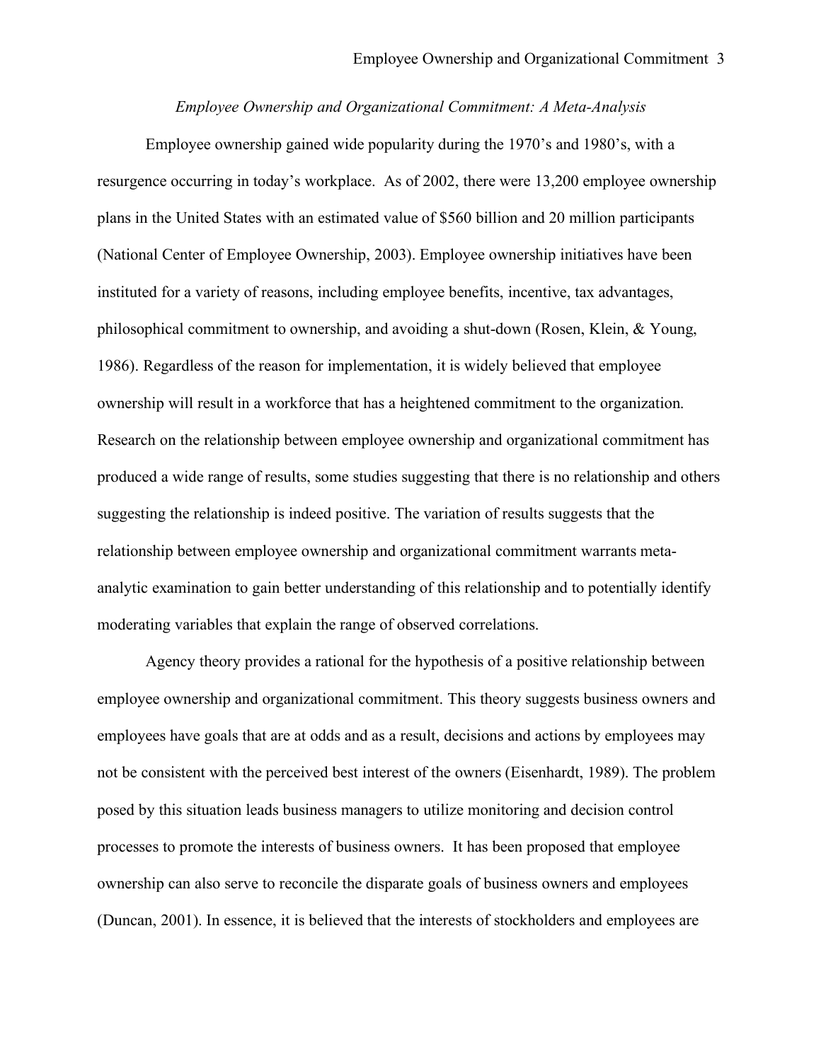*Employee Ownership and Organizational Commitment: A Meta-Analysis*

Employee ownership gained wide popularity during the 1970's and 1980's, with a resurgence occurring in today's workplace. As of 2002, there were 13,200 employee ownership plans in the United States with an estimated value of $560 billion and 20 million participants (National Center of Employee Ownership, 2003). Employee ownership initiatives have been instituted for a variety of reasons, including employee benefits, incentive, tax advantages, philosophical commitment to ownership, and avoiding a shut-down (Rosen, Klein, & Young, 1986). Regardless of the reason for implementation, it is widely believed that employee ownership will result in a workforce that has a heightened commitment to the organization. Research on the relationship between employee ownership and organizational commitment has produced a wide range of results, some studies suggesting that there is no relationship and others suggesting the relationship is indeed positive. The variation of results suggests that the relationship between employee ownership and organizational commitment warrants meta-analytic examination to gain better understanding of this relationship and to potentially identify moderating variables that explain the range of observed correlations.

Agency theory provides a rational for the hypothesis of a positive relationship between employee ownership and organizational commitment. This theory suggests business owners and employees have goals that are at odds and as a result, decisions and actions by employees may not be consistent with the perceived best interest of the owners (Eisenhardt, 1989). The problem posed by this situation leads business managers to utilize monitoring and decision control processes to promote the interests of business owners. It has been proposed that employee ownership can also serve to reconcile the disparate goals of business owners and employees (Duncan, 2001). In essence, it is believed that the interests of stockholders and employees are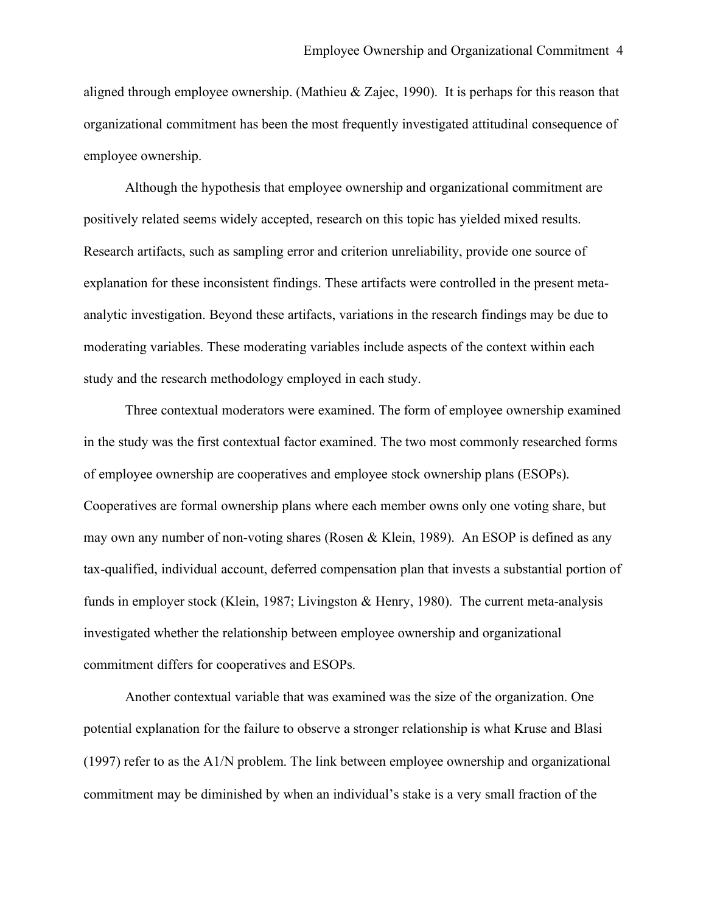aligned through employee ownership. (Mathieu & Zajec, 1990). It is perhaps for this reason that organizational commitment has been the most frequently investigated attitudinal consequence of employee ownership.

Although the hypothesis that employee ownership and organizational commitment are positively related seems widely accepted, research on this topic has yielded mixed results. Research artifacts, such as sampling error and criterion unreliability, provide one source of explanation for these inconsistent findings. These artifacts were controlled in the present meta-analytic investigation. Beyond these artifacts, variations in the research findings may be due to moderating variables. These moderating variables include aspects of the context within each study and the research methodology employed in each study.

Three contextual moderators were examined. The form of employee ownership examined in the study was the first contextual factor examined. The two most commonly researched forms of employee ownership are cooperatives and employee stock ownership plans (ESOPs). Cooperatives are formal ownership plans where each member owns only one voting share, but may own any number of non-voting shares (Rosen & Klein, 1989). An ESOP is defined as any tax-qualified, individual account, deferred compensation plan that invests a substantial portion of funds in employer stock (Klein, 1987; Livingston & Henry, 1980). The current meta-analysis investigated whether the relationship between employee ownership and organizational commitment differs for cooperatives and ESOPs.

Another contextual variable that was examined was the size of the organization. One potential explanation for the failure to observe a stronger relationship is what Kruse and Blasi (1997) refer to as the A1/N problem. The link between employee ownership and organizational commitment may be diminished by when an individual's stake is a very small fraction of the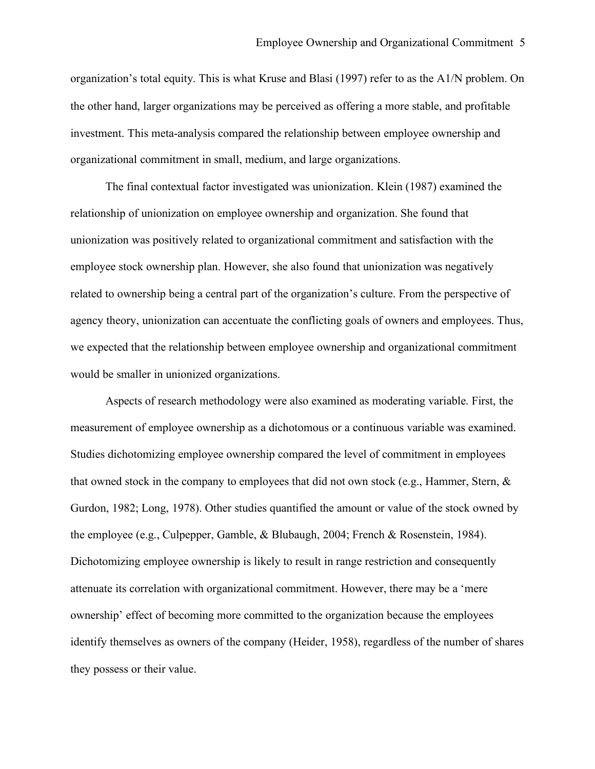organization's total equity. This is what Kruse and Blasi (1997) refer to as the A1/N problem. On the other hand, larger organizations may be perceived as offering a more stable, and profitable investment. This meta-analysis compared the relationship between employee ownership and organizational commitment in small, medium, and large organizations.

The final contextual factor investigated was unionization. Klein (1987) examined the relationship of unionization on employee ownership and organization. She found that unionization was positively related to organizational commitment and satisfaction with the employee stock ownership plan. However, she also found that unionization was negatively related to ownership being a central part of the organization's culture. From the perspective of agency theory, unionization can accentuate the conflicting goals of owners and employees. Thus, we expected that the relationship between employee ownership and organizational commitment would be smaller in unionized organizations.

Aspects of research methodology were also examined as moderating variable. First, the measurement of employee ownership as a dichotomous or a continuous variable was examined. Studies dichotomizing employee ownership compared the level of commitment in employees that owned stock in the company to employees that did not own stock (e.g., Hammer, Stern, & Gurdon, 1982; Long, 1978). Other studies quantified the amount or value of the stock owned by the employee (e.g., Culpepper, Gamble, & Blubaugh, 2004; French & Rosenstein, 1984). Dichotomizing employee ownership is likely to result in range restriction and consequently attenuate its correlation with organizational commitment. However, there may be a 'mere ownership' effect of becoming more committed to the organization because the employees identify themselves as owners of the company (Heider, 1958), regardless of the number of shares they possess or their value.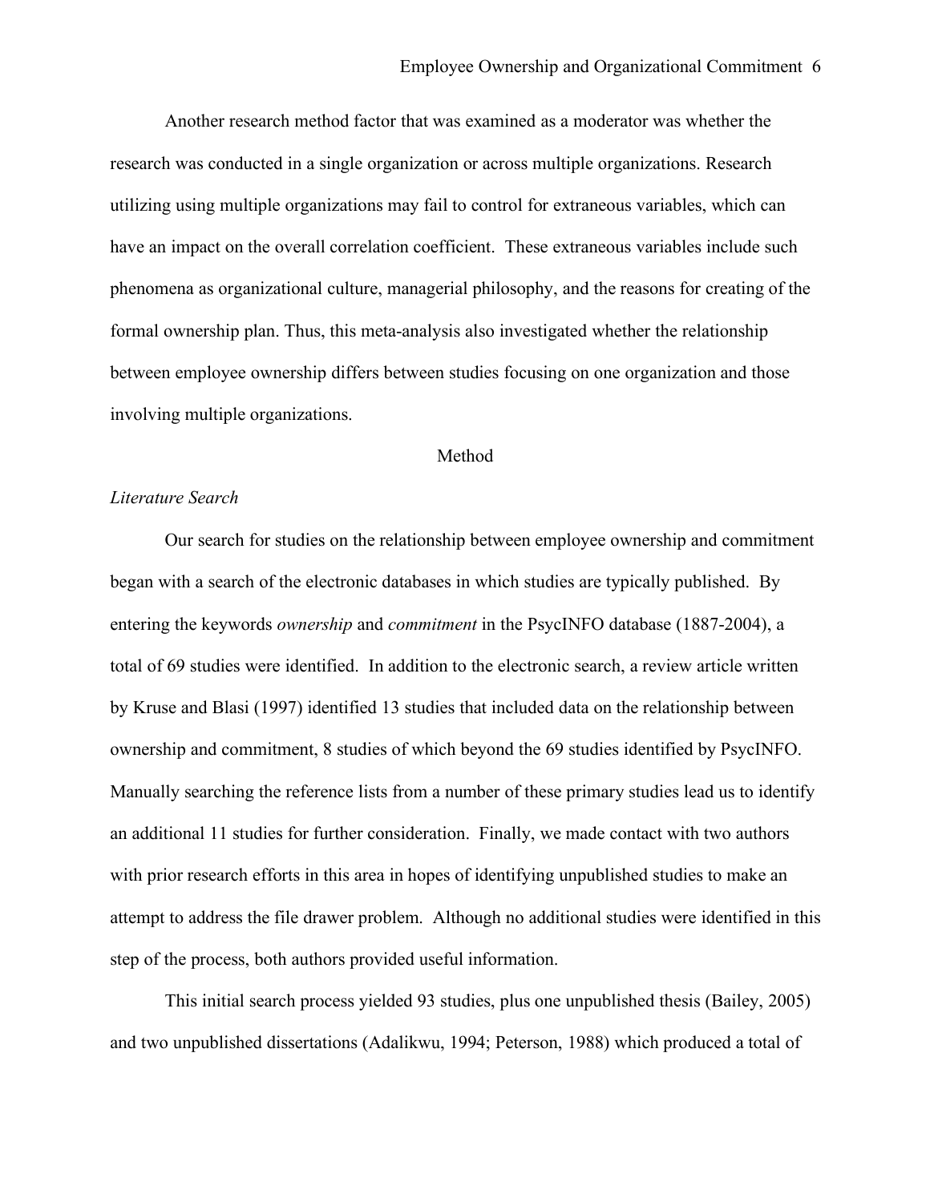Another research method factor that was examined as a moderator was whether the research was conducted in a single organization or across multiple organizations. Research utilizing using multiple organizations may fail to control for extraneous variables, which can have an impact on the overall correlation coefficient. These extraneous variables include such phenomena as organizational culture, managerial philosophy, and the reasons for creating of the formal ownership plan. Thus, this meta-analysis also investigated whether the relationship between employee ownership differs between studies focusing on one organization and those involving multiple organizations.

## Method

### *Literature Search*

Our search for studies on the relationship between employee ownership and commitment began with a search of the electronic databases in which studies are typically published. By entering the keywords *ownership* and *commitment* in the PsycINFO database (1887-2004), a total of 69 studies were identified. In addition to the electronic search, a review article written by Kruse and Blasi (1997) identified 13 studies that included data on the relationship between ownership and commitment, 8 studies of which beyond the 69 studies identified by PsycINFO. Manually searching the reference lists from a number of these primary studies lead us to identify an additional 11 studies for further consideration. Finally, we made contact with two authors with prior research efforts in this area in hopes of identifying unpublished studies to make an attempt to address the file drawer problem. Although no additional studies were identified in this step of the process, both authors provided useful information.

This initial search process yielded 93 studies, plus one unpublished thesis (Bailey, 2005) and two unpublished dissertations (Adalikwu, 1994; Peterson, 1988) which produced a total of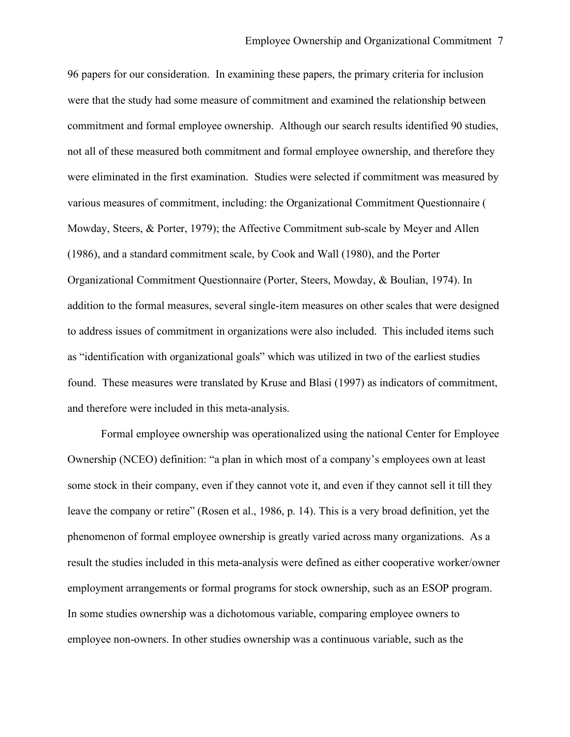96 papers for our consideration. In examining these papers, the primary criteria for inclusion were that the study had some measure of commitment and examined the relationship between commitment and formal employee ownership. Although our search results identified 90 studies, not all of these measured both commitment and formal employee ownership, and therefore they were eliminated in the first examination. Studies were selected if commitment was measured by various measures of commitment, including: the Organizational Commitment Questionnaire ( Mowday, Steers, & Porter, 1979); the Affective Commitment sub-scale by Meyer and Allen (1986), and a standard commitment scale, by Cook and Wall (1980), and the Porter Organizational Commitment Questionnaire (Porter, Steers, Mowday, & Boulian, 1974). In addition to the formal measures, several single-item measures on other scales that were designed to address issues of commitment in organizations were also included. This included items such as "identification with organizational goals" which was utilized in two of the earliest studies found. These measures were translated by Kruse and Blasi (1997) as indicators of commitment, and therefore were included in this meta-analysis.

Formal employee ownership was operationalized using the national Center for Employee Ownership (NCEO) definition: "a plan in which most of a company's employees own at least some stock in their company, even if they cannot vote it, and even if they cannot sell it till they leave the company or retire" (Rosen et al., 1986, p. 14). This is a very broad definition, yet the phenomenon of formal employee ownership is greatly varied across many organizations. As a result the studies included in this meta-analysis were defined as either cooperative worker/owner employment arrangements or formal programs for stock ownership, such as an ESOP program. In some studies ownership was a dichotomous variable, comparing employee owners to employee non-owners. In other studies ownership was a continuous variable, such as the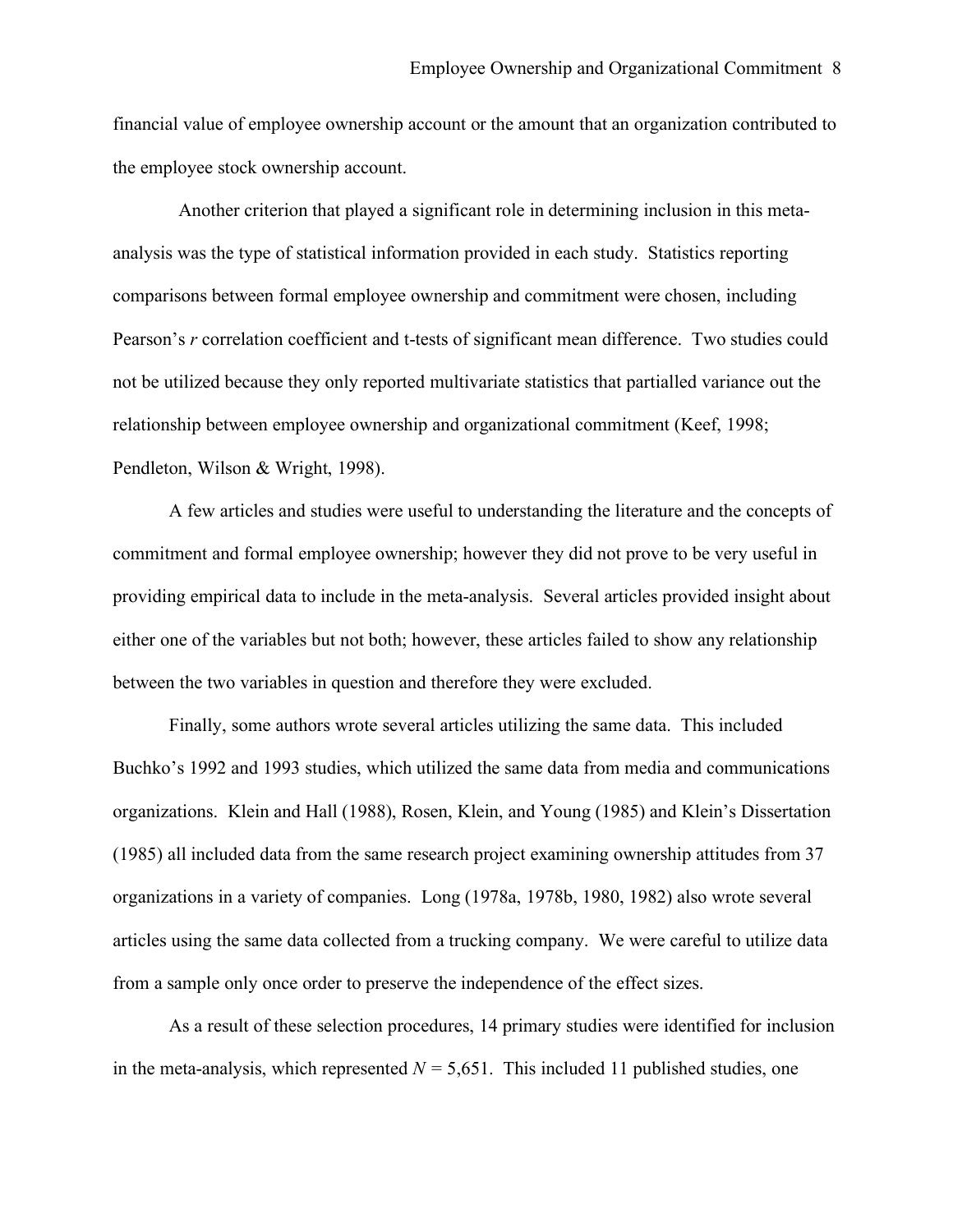financial value of employee ownership account or the amount that an organization contributed to the employee stock ownership account.

Another criterion that played a significant role in determining inclusion in this meta-analysis was the type of statistical information provided in each study. Statistics reporting comparisons between formal employee ownership and commitment were chosen, including Pearson's *r* correlation coefficient and t-tests of significant mean difference. Two studies could not be utilized because they only reported multivariate statistics that partialled variance out the relationship between employee ownership and organizational commitment (Keef, 1998; Pendleton, Wilson & Wright, 1998).

A few articles and studies were useful to understanding the literature and the concepts of commitment and formal employee ownership; however they did not prove to be very useful in providing empirical data to include in the meta-analysis. Several articles provided insight about either one of the variables but not both; however, these articles failed to show any relationship between the two variables in question and therefore they were excluded.

Finally, some authors wrote several articles utilizing the same data. This included Buchko's 1992 and 1993 studies, which utilized the same data from media and communications organizations. Klein and Hall (1988), Rosen, Klein, and Young (1985) and Klein's Dissertation (1985) all included data from the same research project examining ownership attitudes from 37 organizations in a variety of companies. Long (1978a, 1978b, 1980, 1982) also wrote several articles using the same data collected from a trucking company. We were careful to utilize data from a sample only once order to preserve the independence of the effect sizes.

As a result of these selection procedures, 14 primary studies were identified for inclusion in the meta-analysis, which represented $N$ = 5,651. This included 11 published studies, one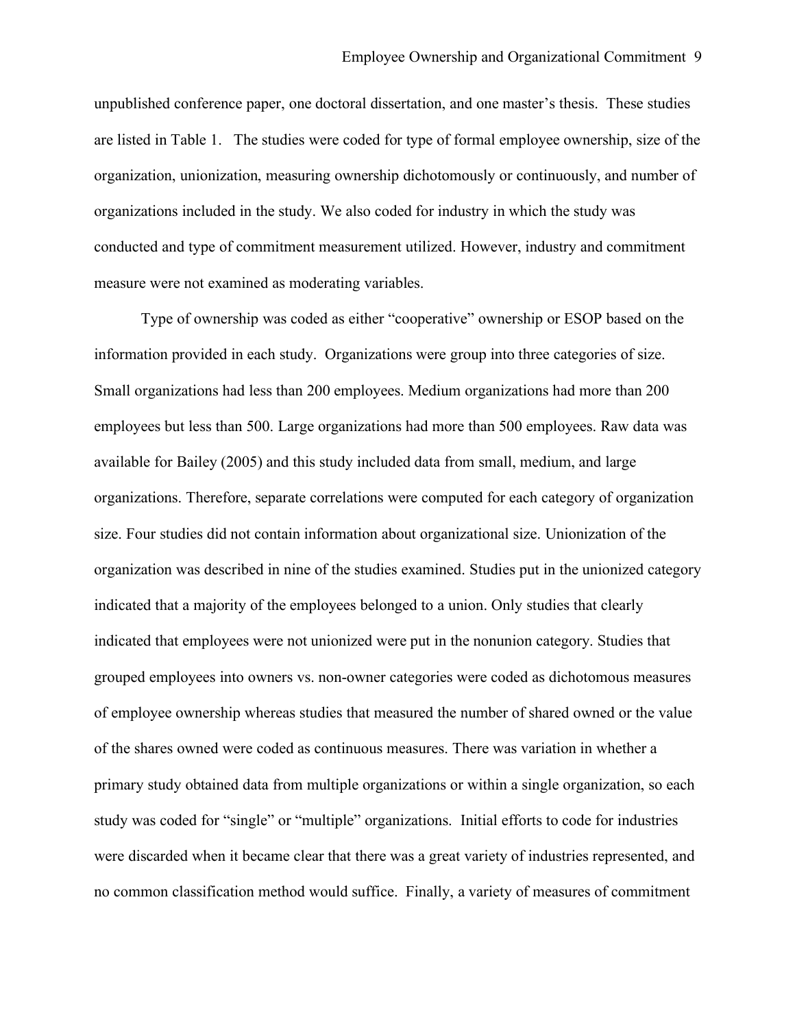unpublished conference paper, one doctoral dissertation, and one master's thesis. These studies are listed in Table 1. The studies were coded for type of formal employee ownership, size of the organization, unionization, measuring ownership dichotomously or continuously, and number of organizations included in the study. We also coded for industry in which the study was conducted and type of commitment measurement utilized. However, industry and commitment measure were not examined as moderating variables.

Type of ownership was coded as either "cooperative" ownership or ESOP based on the information provided in each study. Organizations were group into three categories of size. Small organizations had less than 200 employees. Medium organizations had more than 200 employees but less than 500. Large organizations had more than 500 employees. Raw data was available for Bailey (2005) and this study included data from small, medium, and large organizations. Therefore, separate correlations were computed for each category of organization size. Four studies did not contain information about organizational size. Unionization of the organization was described in nine of the studies examined. Studies put in the unionized category indicated that a majority of the employees belonged to a union. Only studies that clearly indicated that employees were not unionized were put in the nonunion category. Studies that grouped employees into owners vs. non-owner categories were coded as dichotomous measures of employee ownership whereas studies that measured the number of shared owned or the value of the shares owned were coded as continuous measures. There was variation in whether a primary study obtained data from multiple organizations or within a single organization, so each study was coded for "single" or "multiple" organizations. Initial efforts to code for industries were discarded when it became clear that there was a great variety of industries represented, and no common classification method would suffice. Finally, a variety of measures of commitment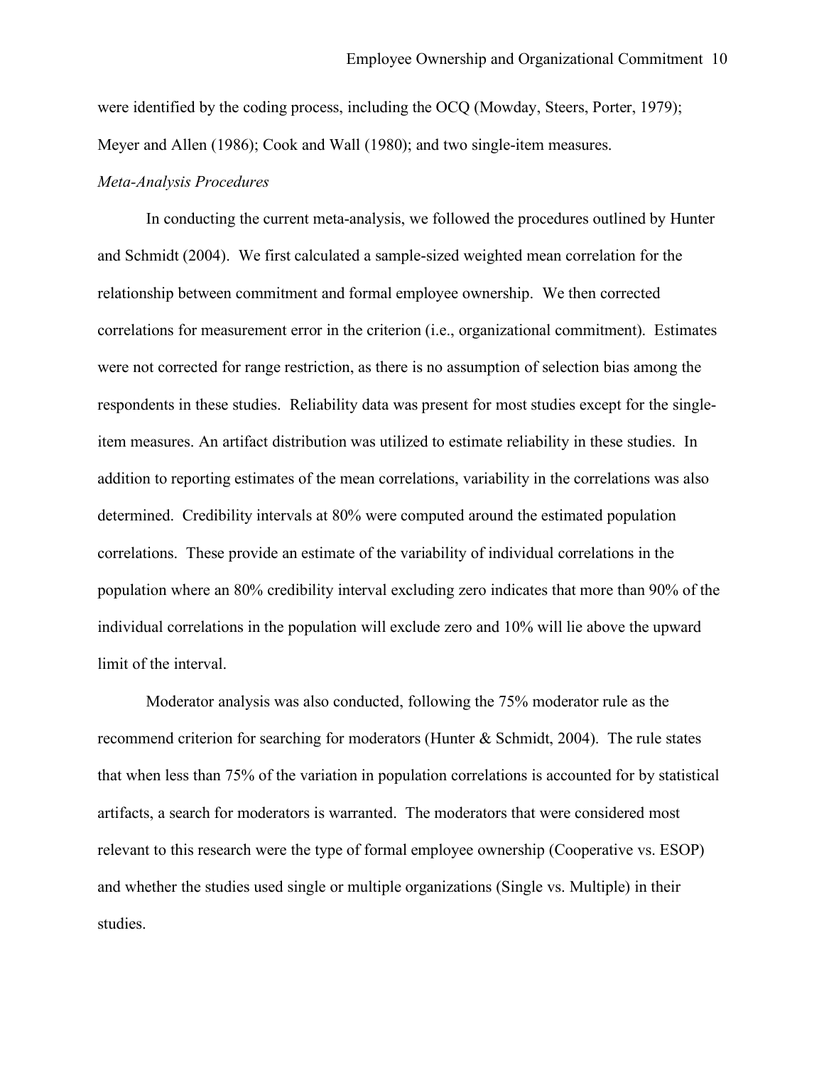were identified by the coding process, including the OCQ (Mowday, Steers, Porter, 1979); Meyer and Allen (1986); Cook and Wall (1980); and two single-item measures.

*Meta-Analysis Procedures*

In conducting the current meta-analysis, we followed the procedures outlined by Hunter and Schmidt (2004). We first calculated a sample-sized weighted mean correlation for the relationship between commitment and formal employee ownership. We then corrected correlations for measurement error in the criterion (i.e., organizational commitment). Estimates were not corrected for range restriction, as there is no assumption of selection bias among the respondents in these studies. Reliability data was present for most studies except for the single-item measures. An artifact distribution was utilized to estimate reliability in these studies. In addition to reporting estimates of the mean correlations, variability in the correlations was also determined. Credibility intervals at 80% were computed around the estimated population correlations. These provide an estimate of the variability of individual correlations in the population where an 80% credibility interval excluding zero indicates that more than 90% of the individual correlations in the population will exclude zero and 10% will lie above the upward limit of the interval.

Moderator analysis was also conducted, following the 75% moderator rule as the recommend criterion for searching for moderators (Hunter & Schmidt, 2004). The rule states that when less than 75% of the variation in population correlations is accounted for by statistical artifacts, a search for moderators is warranted. The moderators that were considered most relevant to this research were the type of formal employee ownership (Cooperative vs. ESOP) and whether the studies used single or multiple organizations (Single vs. Multiple) in their studies.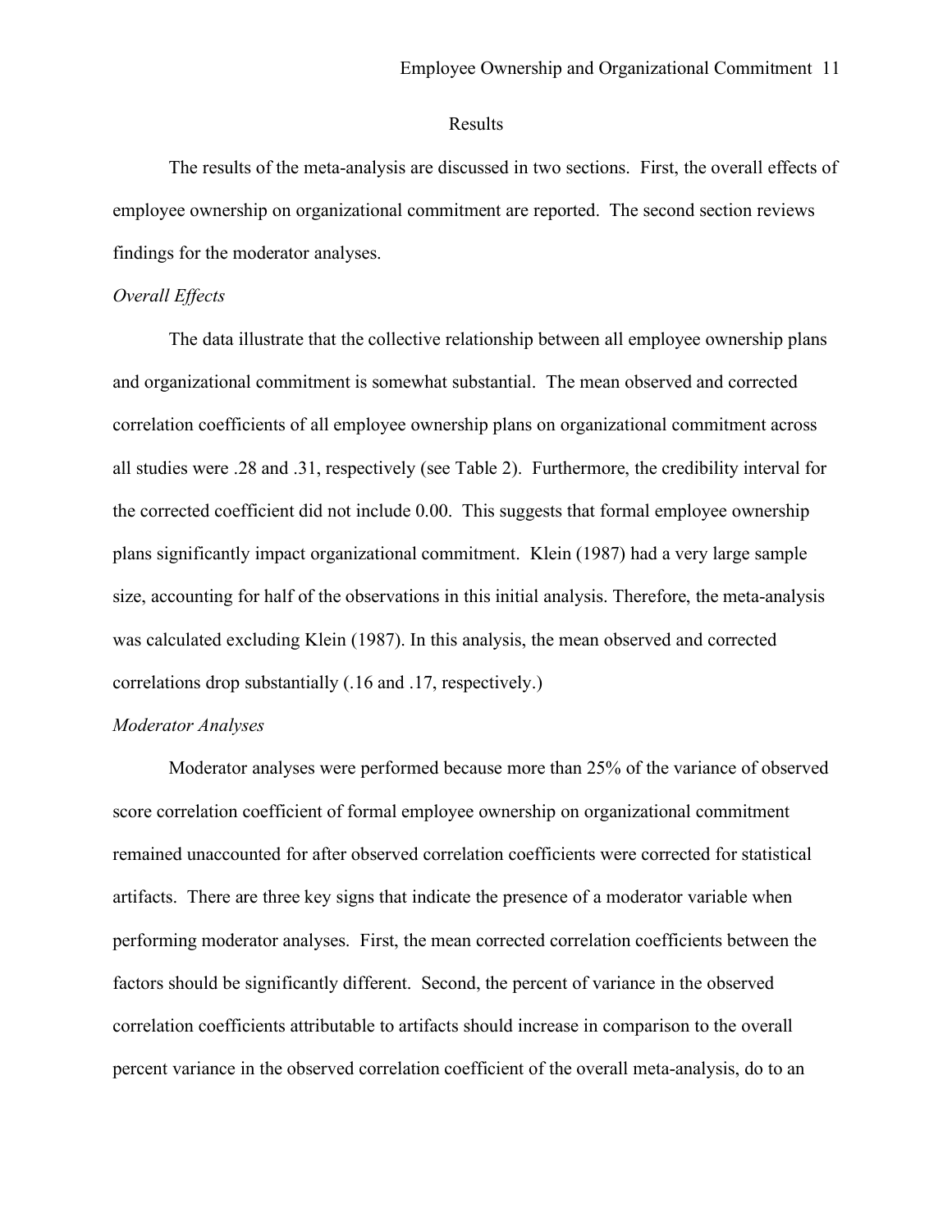## Results

The results of the meta-analysis are discussed in two sections. First, the overall effects of employee ownership on organizational commitment are reported. The second section reviews findings for the moderator analyses.

### *Overall Effects*

The data illustrate that the collective relationship between all employee ownership plans and organizational commitment is somewhat substantial. The mean observed and corrected correlation coefficients of all employee ownership plans on organizational commitment across all studies were .28 and .31, respectively (see Table 2). Furthermore, the credibility interval for the corrected coefficient did not include 0.00. This suggests that formal employee ownership plans significantly impact organizational commitment. Klein (1987) had a very large sample size, accounting for half of the observations in this initial analysis. Therefore, the meta-analysis was calculated excluding Klein (1987). In this analysis, the mean observed and corrected correlations drop substantially (.16 and .17, respectively.)

### *Moderator Analyses*

Moderator analyses were performed because more than 25% of the variance of observed score correlation coefficient of formal employee ownership on organizational commitment remained unaccounted for after observed correlation coefficients were corrected for statistical artifacts. There are three key signs that indicate the presence of a moderator variable when performing moderator analyses. First, the mean corrected correlation coefficients between the factors should be significantly different. Second, the percent of variance in the observed correlation coefficients attributable to artifacts should increase in comparison to the overall percent variance in the observed correlation coefficient of the overall meta-analysis, do to an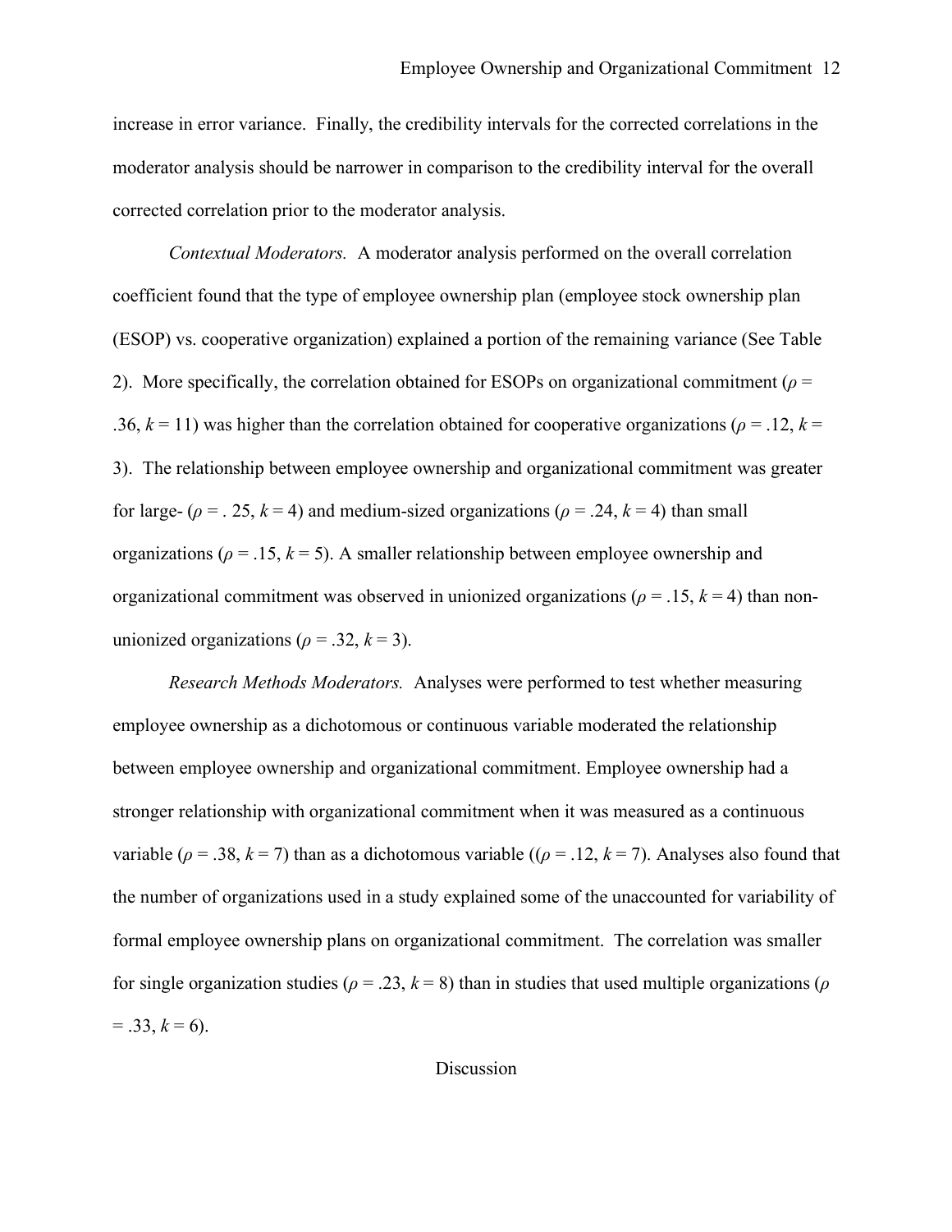increase in error variance. Finally, the credibility intervals for the corrected correlations in the moderator analysis should be narrower in comparison to the credibility interval for the overall corrected correlation prior to the moderator analysis.

*Contextual Moderators.* A moderator analysis performed on the overall correlation coefficient found that the type of employee ownership plan (employee stock ownership plan (ESOP) vs. cooperative organization) explained a portion of the remaining variance (See Table 2). More specifically, the correlation obtained for ESOPs on organizational commitment ($\rho$ = .36, $k$ = 11) was higher than the correlation obtained for cooperative organizations ($\rho$ = .12, $k$ = 3). The relationship between employee ownership and organizational commitment was greater for large- ($\rho$ = . 25, $k$ = 4) and medium-sized organizations ($\rho$ = .24, $k$ = 4) than small organizations ($\rho$ = .15, $k$ = 5). A smaller relationship between employee ownership and organizational commitment was observed in unionized organizations ($\rho$ = .15, $k$ = 4) than non-unionized organizations ($\rho$ = .32, $k$ = 3).

*Research Methods Moderators.* Analyses were performed to test whether measuring employee ownership as a dichotomous or continuous variable moderated the relationship between employee ownership and organizational commitment. Employee ownership had a stronger relationship with organizational commitment when it was measured as a continuous variable ($\rho$ = .38, $k$ = 7) than as a dichotomous variable (($\rho$ = .12, $k$ = 7). Analyses also found that the number of organizations used in a study explained some of the unaccounted for variability of formal employee ownership plans on organizational commitment. The correlation was smaller for single organization studies ($\rho$ = .23, $k$ = 8) than in studies that used multiple organizations ($\rho$ = .33, $k$ = 6).

## Discussion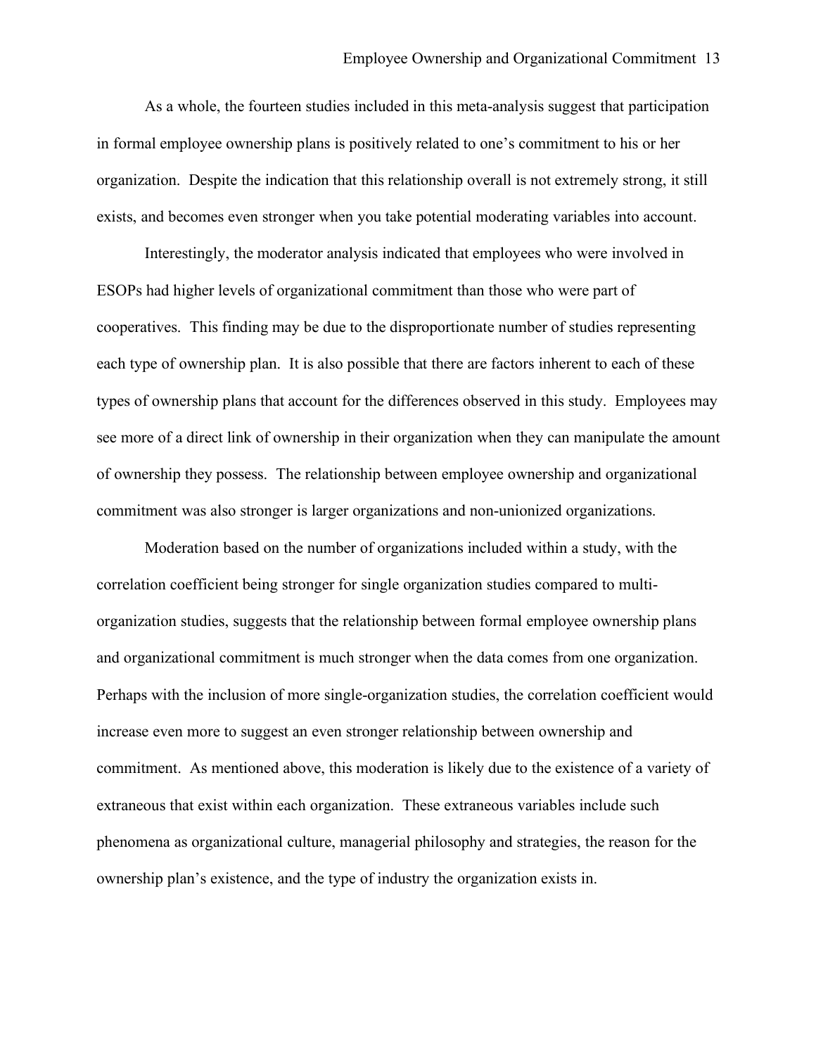As a whole, the fourteen studies included in this meta-analysis suggest that participation in formal employee ownership plans is positively related to one's commitment to his or her organization. Despite the indication that this relationship overall is not extremely strong, it still exists, and becomes even stronger when you take potential moderating variables into account.

Interestingly, the moderator analysis indicated that employees who were involved in ESOPs had higher levels of organizational commitment than those who were part of cooperatives. This finding may be due to the disproportionate number of studies representing each type of ownership plan. It is also possible that there are factors inherent to each of these types of ownership plans that account for the differences observed in this study. Employees may see more of a direct link of ownership in their organization when they can manipulate the amount of ownership they possess. The relationship between employee ownership and organizational commitment was also stronger is larger organizations and non-unionized organizations.

Moderation based on the number of organizations included within a study, with the correlation coefficient being stronger for single organization studies compared to multi-organization studies, suggests that the relationship between formal employee ownership plans and organizational commitment is much stronger when the data comes from one organization. Perhaps with the inclusion of more single-organization studies, the correlation coefficient would increase even more to suggest an even stronger relationship between ownership and commitment. As mentioned above, this moderation is likely due to the existence of a variety of extraneous that exist within each organization. These extraneous variables include such phenomena as organizational culture, managerial philosophy and strategies, the reason for the ownership plan's existence, and the type of industry the organization exists in.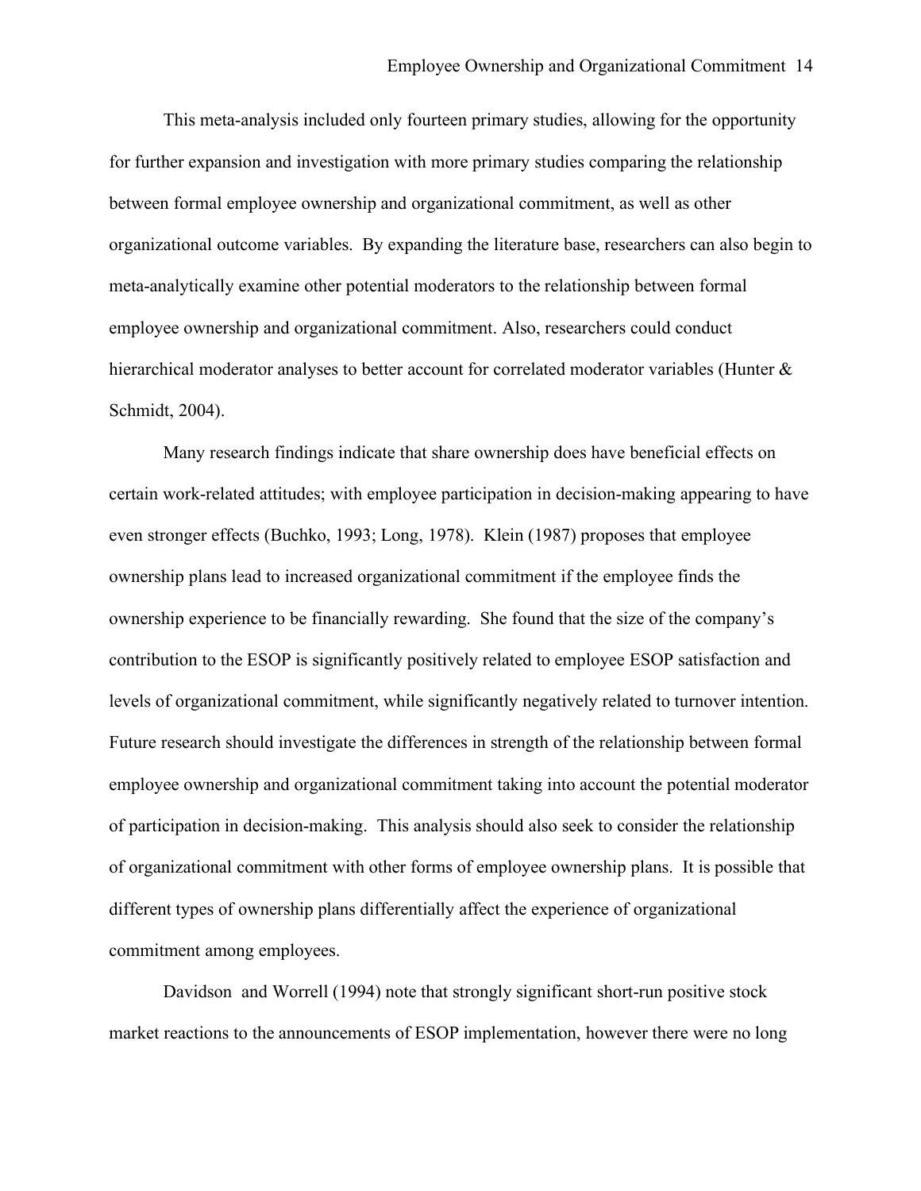This meta-analysis included only fourteen primary studies, allowing for the opportunity for further expansion and investigation with more primary studies comparing the relationship between formal employee ownership and organizational commitment, as well as other organizational outcome variables. By expanding the literature base, researchers can also begin to meta-analytically examine other potential moderators to the relationship between formal employee ownership and organizational commitment. Also, researchers could conduct hierarchical moderator analyses to better account for correlated moderator variables (Hunter & Schmidt, 2004).

Many research findings indicate that share ownership does have beneficial effects on certain work-related attitudes; with employee participation in decision-making appearing to have even stronger effects (Buchko, 1993; Long, 1978). Klein (1987) proposes that employee ownership plans lead to increased organizational commitment if the employee finds the ownership experience to be financially rewarding. She found that the size of the company's contribution to the ESOP is significantly positively related to employee ESOP satisfaction and levels of organizational commitment, while significantly negatively related to turnover intention. Future research should investigate the differences in strength of the relationship between formal employee ownership and organizational commitment taking into account the potential moderator of participation in decision-making. This analysis should also seek to consider the relationship of organizational commitment with other forms of employee ownership plans. It is possible that different types of ownership plans differentially affect the experience of organizational commitment among employees.

Davidson and Worrell (1994) note that strongly significant short-run positive stock market reactions to the announcements of ESOP implementation, however there were no long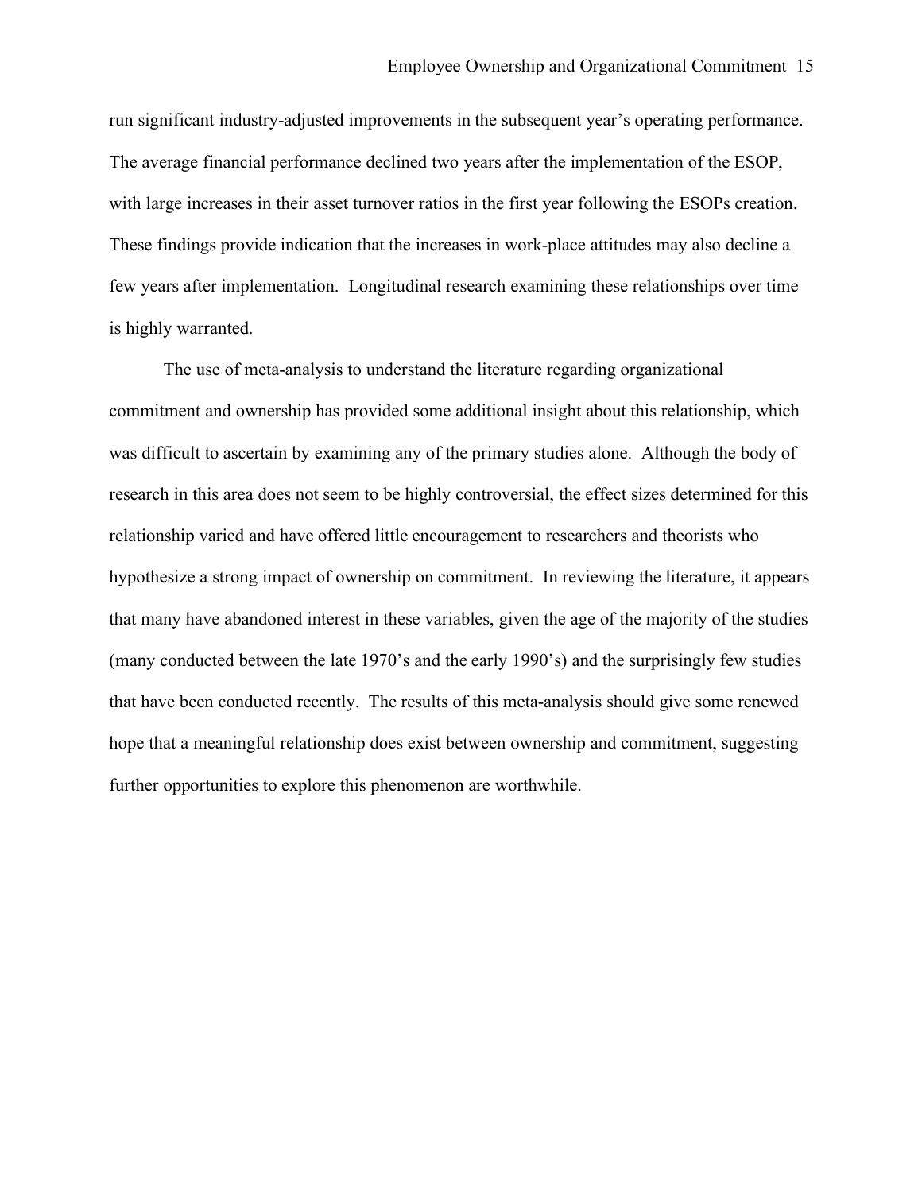run significant industry-adjusted improvements in the subsequent year's operating performance. The average financial performance declined two years after the implementation of the ESOP, with large increases in their asset turnover ratios in the first year following the ESOPs creation. These findings provide indication that the increases in work-place attitudes may also decline a few years after implementation. Longitudinal research examining these relationships over time is highly warranted.

The use of meta-analysis to understand the literature regarding organizational commitment and ownership has provided some additional insight about this relationship, which was difficult to ascertain by examining any of the primary studies alone. Although the body of research in this area does not seem to be highly controversial, the effect sizes determined for this relationship varied and have offered little encouragement to researchers and theorists who hypothesize a strong impact of ownership on commitment. In reviewing the literature, it appears that many have abandoned interest in these variables, given the age of the majority of the studies (many conducted between the late 1970's and the early 1990's) and the surprisingly few studies that have been conducted recently. The results of this meta-analysis should give some renewed hope that a meaningful relationship does exist between ownership and commitment, suggesting further opportunities to explore this phenomenon are worthwhile.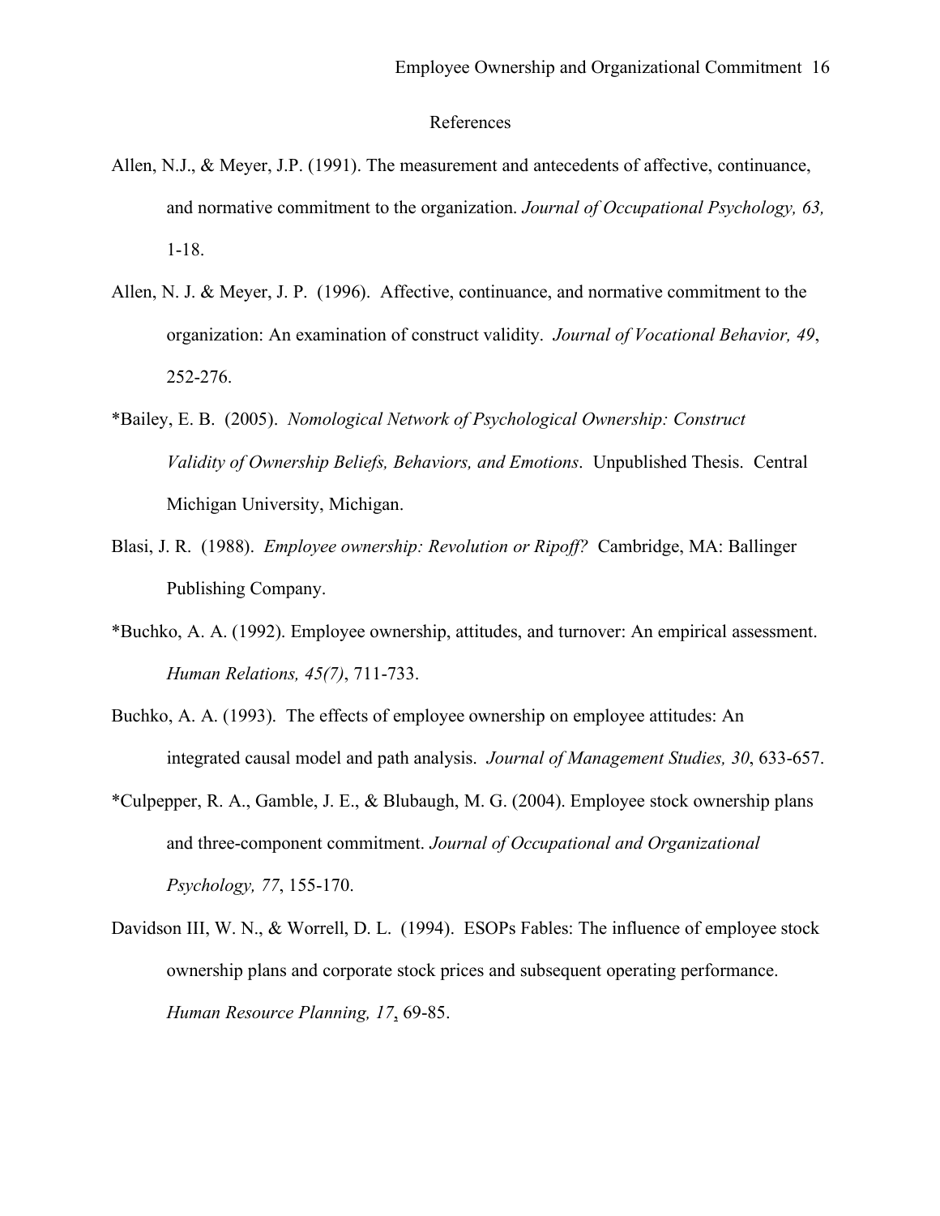# References

Allen, N.J., & Meyer, J.P. (1991). The measurement and antecedents of affective, continuance, and normative commitment to the organization. *Journal of Occupational Psychology, 63,* 1-18.

Allen, N. J. & Meyer, J. P. (1996). Affective, continuance, and normative commitment to the organization: An examination of construct validity. *Journal of Vocational Behavior, 49*, 252-276.

*Bailey, E. B. (2005). *Nomological Network of Psychological Ownership: Construct Validity of Ownership Beliefs, Behaviors, and Emotions*. Unpublished Thesis. Central Michigan University, Michigan.

Blasi, J. R. (1988). *Employee ownership: Revolution or Ripoff?* Cambridge, MA: Ballinger Publishing Company.

*Buchko, A. A. (1992). Employee ownership, attitudes, and turnover: An empirical assessment. *Human Relations, 45(7)*, 711-733.

Buchko, A. A. (1993). The effects of employee ownership on employee attitudes: An integrated causal model and path analysis. *Journal of Management Studies, 30*, 633-657.

*Culpepper, R. A., Gamble, J. E., & Blubaugh, M. G. (2004). Employee stock ownership plans and three-component commitment. *Journal of Occupational and Organizational Psychology, 77*, 155-170.

Davidson III, W. N., & Worrell, D. L. (1994). ESOPs Fables: The influence of employee stock ownership plans and corporate stock prices and subsequent operating performance. *Human Resource Planning, 17*, 69-85.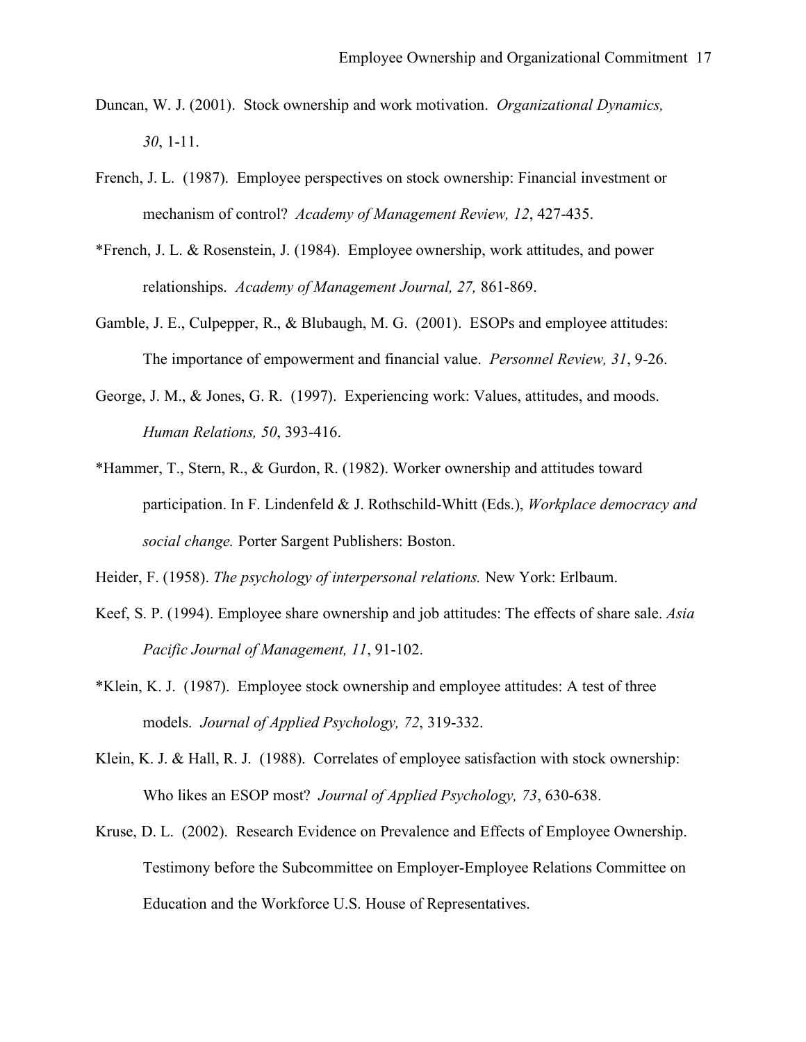Duncan, W. J. (2001). Stock ownership and work motivation. *Organizational Dynamics, 30*, 1-11.

French, J. L. (1987). Employee perspectives on stock ownership: Financial investment or mechanism of control? *Academy of Management Review, 12*, 427-435.

*French, J. L. & Rosenstein, J. (1984). Employee ownership, work attitudes, and power relationships. *Academy of Management Journal, 27,* 861-869.

Gamble, J. E., Culpepper, R., & Blubaugh, M. G. (2001). ESOPs and employee attitudes: The importance of empowerment and financial value. *Personnel Review, 31*, 9-26.

George, J. M., & Jones, G. R. (1997). Experiencing work: Values, attitudes, and moods. *Human Relations, 50*, 393-416.

*Hammer, T., Stern, R., & Gurdon, R. (1982). Worker ownership and attitudes toward participation. In F. Lindenfeld & J. Rothschild-Whitt (Eds.), *Workplace democracy and social change.* Porter Sargent Publishers: Boston.

Heider, F. (1958). *The psychology of interpersonal relations.* New York: Erlbaum.

Keef, S. P. (1994). Employee share ownership and job attitudes: The effects of share sale. *Asia Pacific Journal of Management, 11*, 91-102.

*Klein, K. J. (1987). Employee stock ownership and employee attitudes: A test of three models. *Journal of Applied Psychology, 72*, 319-332.

Klein, K. J. & Hall, R. J. (1988). Correlates of employee satisfaction with stock ownership: Who likes an ESOP most? *Journal of Applied Psychology, 73*, 630-638.

Kruse, D. L. (2002). Research Evidence on Prevalence and Effects of Employee Ownership. Testimony before the Subcommittee on Employer-Employee Relations Committee on Education and the Workforce U.S. House of Representatives.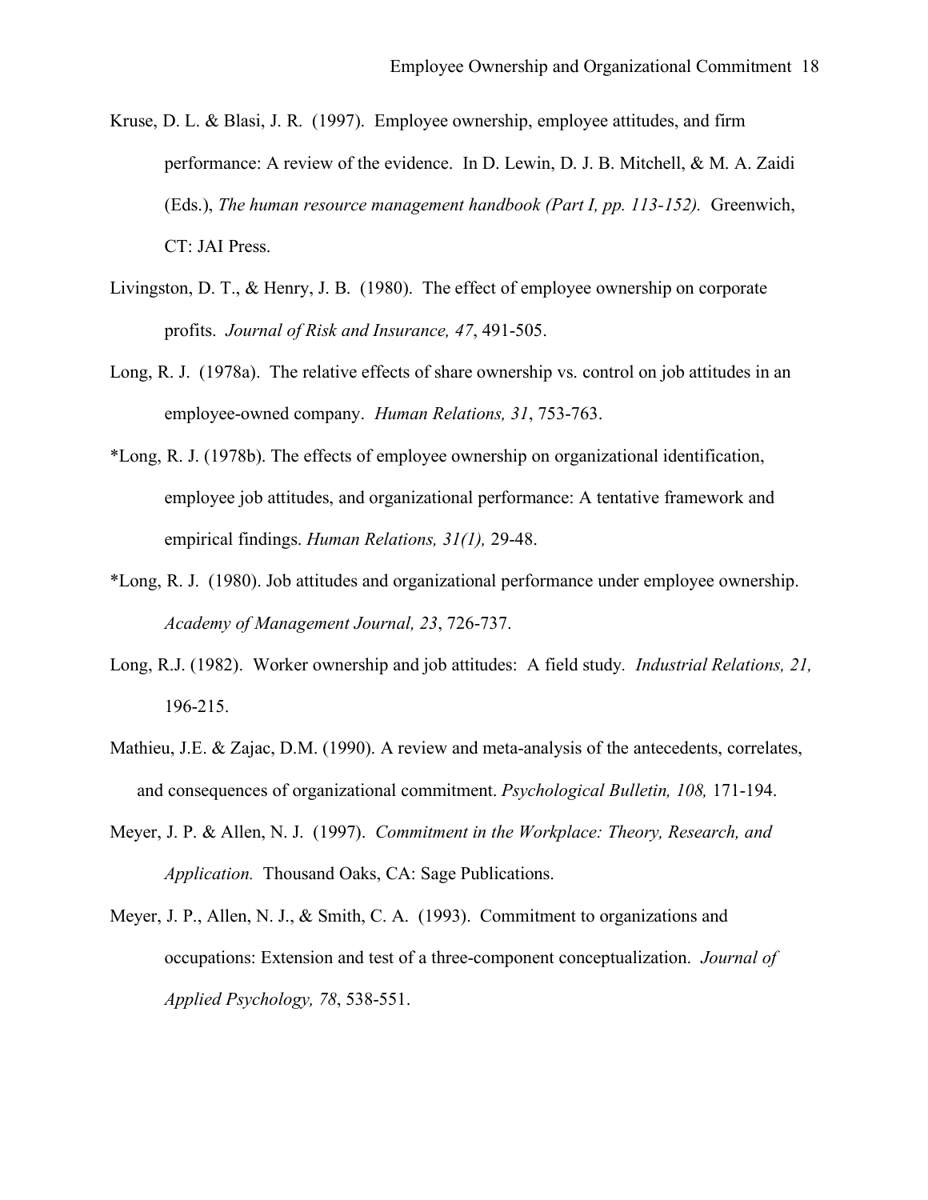Kruse, D. L. & Blasi, J. R. (1997). Employee ownership, employee attitudes, and firm performance: A review of the evidence. In D. Lewin, D. J. B. Mitchell, & M. A. Zaidi (Eds.), *The human resource management handbook (Part I, pp. 113-152).* Greenwich, CT: JAI Press.

Livingston, D. T., & Henry, J. B. (1980). The effect of employee ownership on corporate profits. *Journal of Risk and Insurance, 47*, 491-505.

Long, R. J. (1978a). The relative effects of share ownership vs. control on job attitudes in an employee-owned company. *Human Relations, 31*, 753-763.

*Long, R. J. (1978b). The effects of employee ownership on organizational identification, employee job attitudes, and organizational performance: A tentative framework and empirical findings. *Human Relations, 31(1),* 29-48.

*Long, R. J. (1980). Job attitudes and organizational performance under employee ownership. *Academy of Management Journal, 23*, 726-737.

Long, R.J. (1982). Worker ownership and job attitudes: A field study. *Industrial Relations, 21,* 196-215.

Mathieu, J.E. & Zajac, D.M. (1990). A review and meta-analysis of the antecedents, correlates, and consequences of organizational commitment. *Psychological Bulletin, 108,* 171-194.

Meyer, J. P. & Allen, N. J. (1997). *Commitment in the Workplace: Theory, Research, and Application.* Thousand Oaks, CA: Sage Publications.

Meyer, J. P., Allen, N. J., & Smith, C. A. (1993). Commitment to organizations and occupations: Extension and test of a three-component conceptualization. *Journal of Applied Psychology, 78*, 538-551.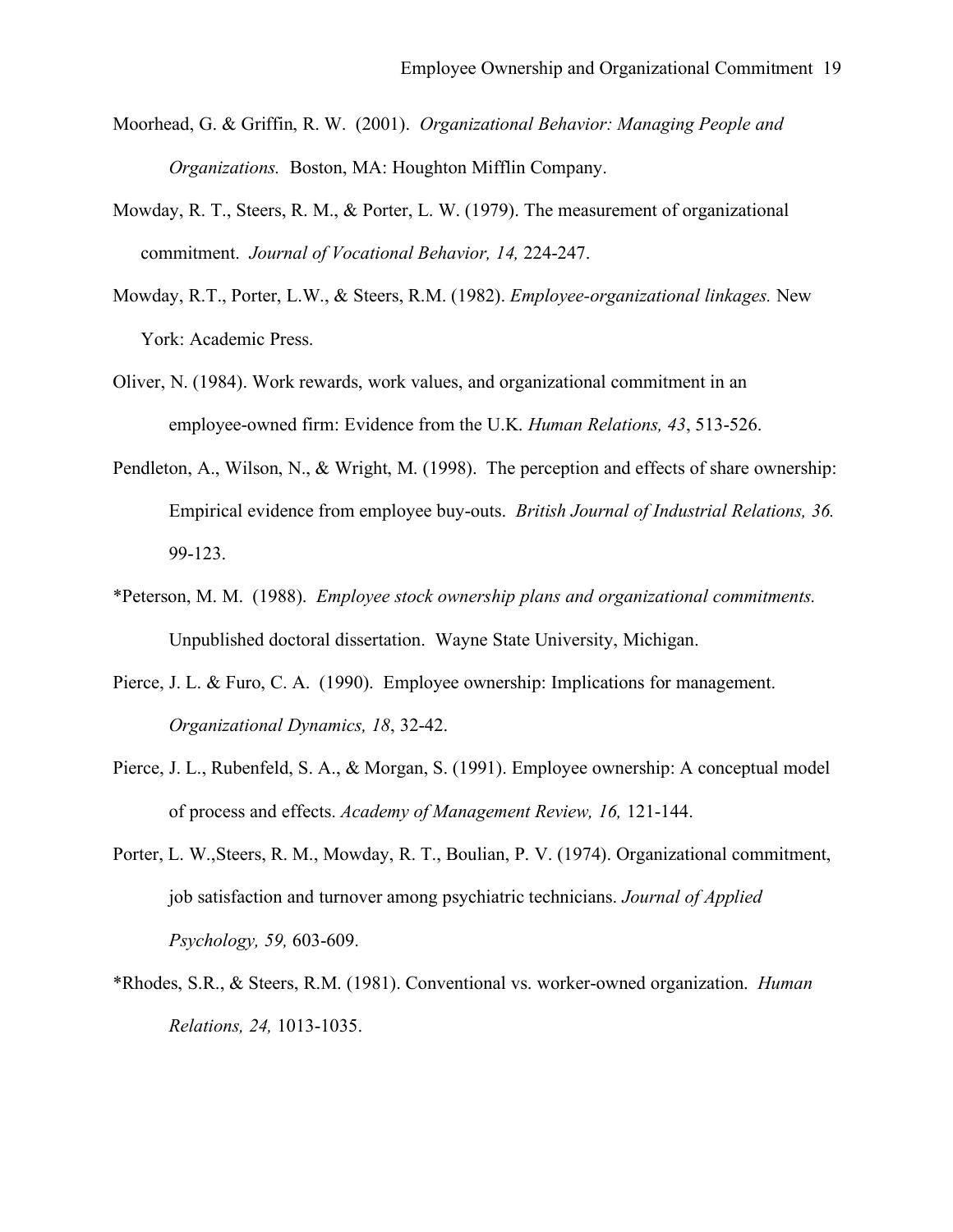Moorhead, G. & Griffin, R. W. (2001). *Organizational Behavior: Managing People and Organizations.* Boston, MA: Houghton Mifflin Company.

Mowday, R. T., Steers, R. M., & Porter, L. W. (1979). The measurement of organizational commitment. *Journal of Vocational Behavior, 14,* 224-247.

Mowday, R.T., Porter, L.W., & Steers, R.M. (1982). *Employee-organizational linkages.* New York: Academic Press.

Oliver, N. (1984). Work rewards, work values, and organizational commitment in an employee-owned firm: Evidence from the U.K. *Human Relations, 43*, 513-526.

Pendleton, A., Wilson, N., & Wright, M. (1998). The perception and effects of share ownership: Empirical evidence from employee buy-outs. *British Journal of Industrial Relations, 36.* 99-123.

*Peterson, M. M. (1988). *Employee stock ownership plans and organizational commitments.* Unpublished doctoral dissertation. Wayne State University, Michigan.

Pierce, J. L. & Furo, C. A. (1990). Employee ownership: Implications for management. *Organizational Dynamics, 18*, 32-42.

Pierce, J. L., Rubenfeld, S. A., & Morgan, S. (1991). Employee ownership: A conceptual model of process and effects. *Academy of Management Review, 16,* 121-144.

Porter, L. W.,Steers, R. M., Mowday, R. T., Boulian, P. V. (1974). Organizational commitment, job satisfaction and turnover among psychiatric technicians. *Journal of Applied Psychology, 59,* 603-609.

*Rhodes, S.R., & Steers, R.M. (1981). Conventional vs. worker-owned organization. *Human Relations, 24,* 1013-1035.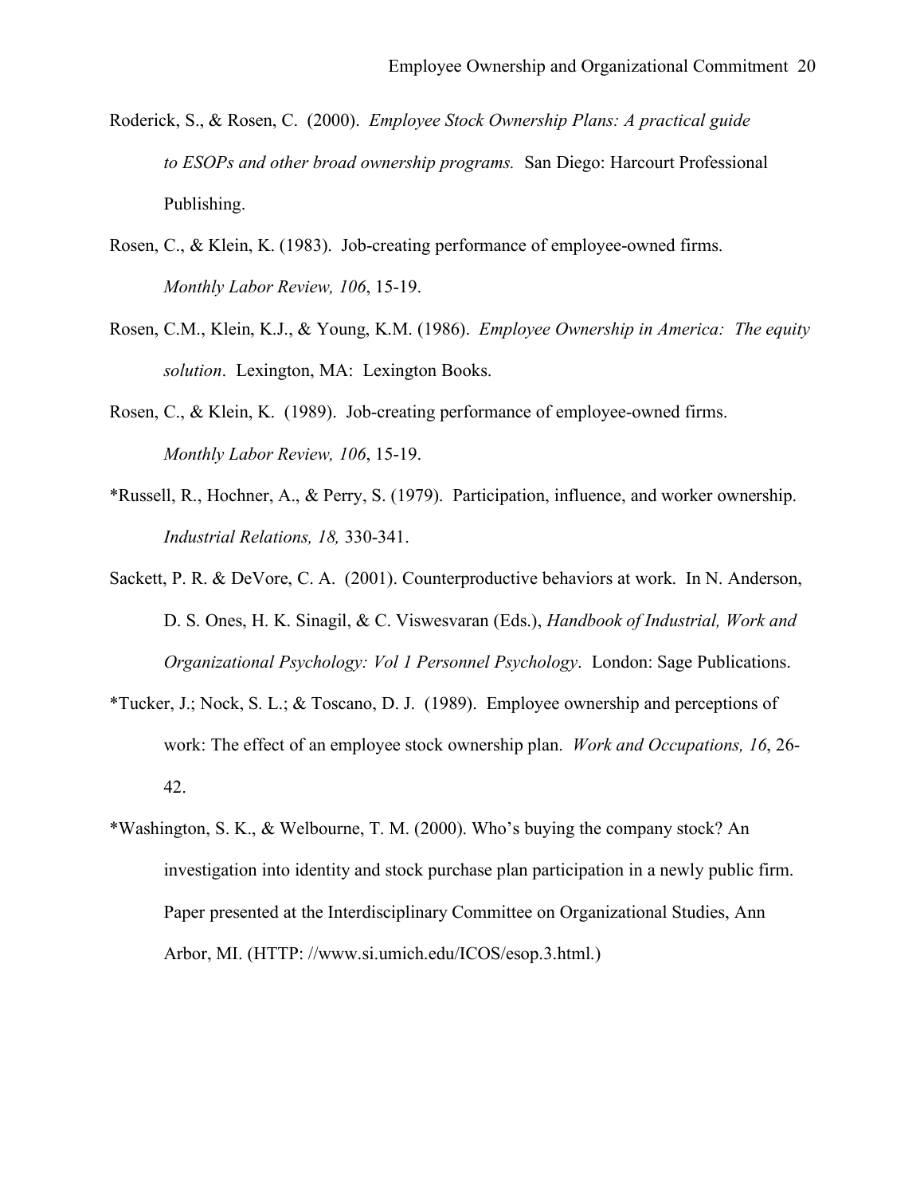Roderick, S., & Rosen, C. (2000). *Employee Stock Ownership Plans: A practical guide to ESOPs and other broad ownership programs.* San Diego: Harcourt Professional Publishing.

Rosen, C., & Klein, K. (1983). Job-creating performance of employee-owned firms. *Monthly Labor Review, 106*, 15-19.

Rosen, C.M., Klein, K.J., & Young, K.M. (1986). *Employee Ownership in America: The equity solution*. Lexington, MA: Lexington Books.

Rosen, C., & Klein, K. (1989). Job-creating performance of employee-owned firms. *Monthly Labor Review, 106*, 15-19.

*Russell, R., Hochner, A., & Perry, S. (1979). Participation, influence, and worker ownership. *Industrial Relations, 18,* 330-341.

Sackett, P. R. & DeVore, C. A. (2001). Counterproductive behaviors at work. In N. Anderson, D. S. Ones, H. K. Sinagil, & C. Viswesvaran (Eds.), *Handbook of Industrial, Work and Organizational Psychology: Vol 1 Personnel Psychology*. London: Sage Publications.

*Tucker, J.; Nock, S. L.; & Toscano, D. J. (1989). Employee ownership and perceptions of work: The effect of an employee stock ownership plan. *Work and Occupations, 16*, 26-42.

*Washington, S. K., & Welbourne, T. M. (2000). Who's buying the company stock? An investigation into identity and stock purchase plan participation in a newly public firm. Paper presented at the Interdisciplinary Committee on Organizational Studies, Ann Arbor, MI. (HTTP: //www.si.umich.edu/ICOS/esop.3.html.)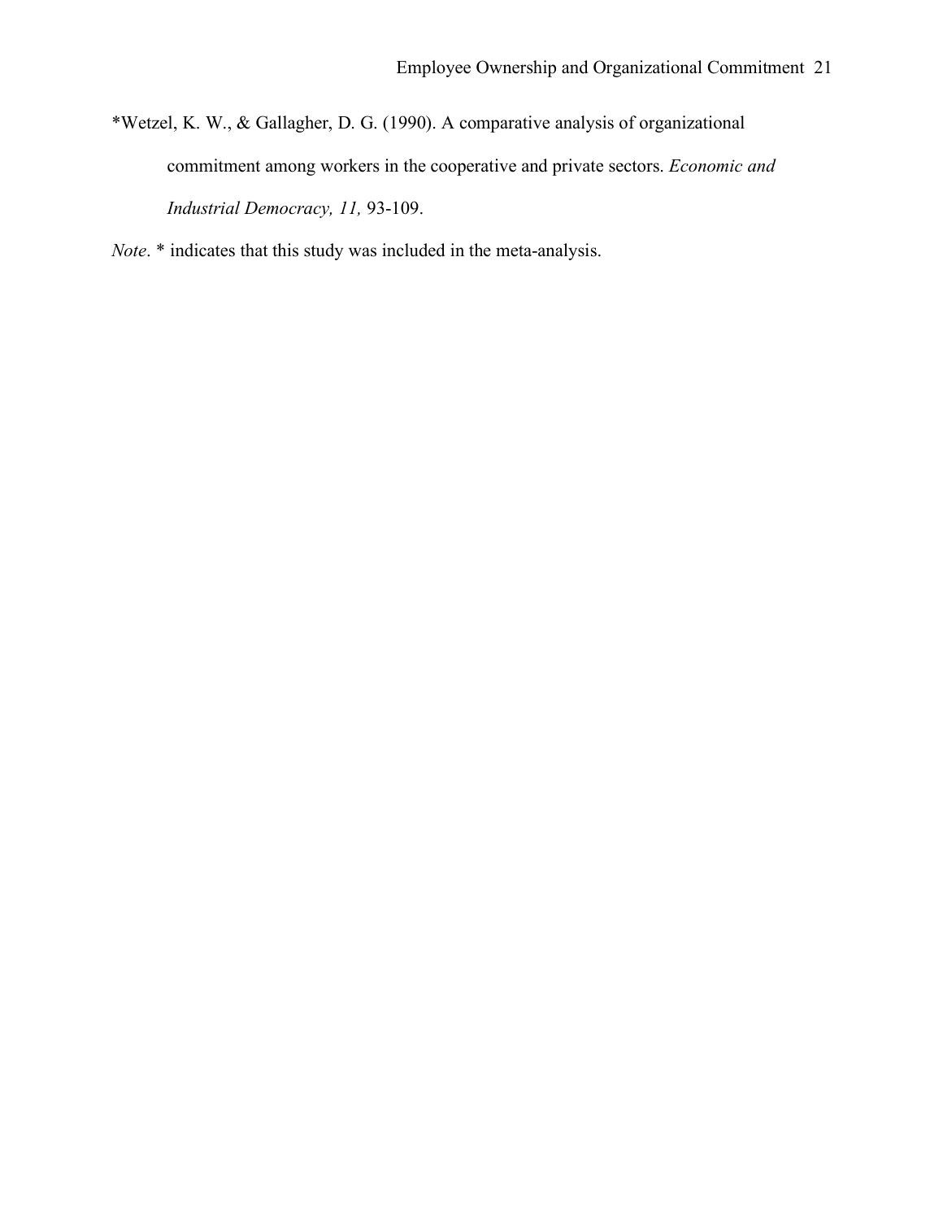*Wetzel, K. W., & Gallagher, D. G. (1990). A comparative analysis of organizational commitment among workers in the cooperative and private sectors. *Economic and Industrial Democracy, 11,* 93-109.

*Note*. * indicates that this study was included in the meta-analysis.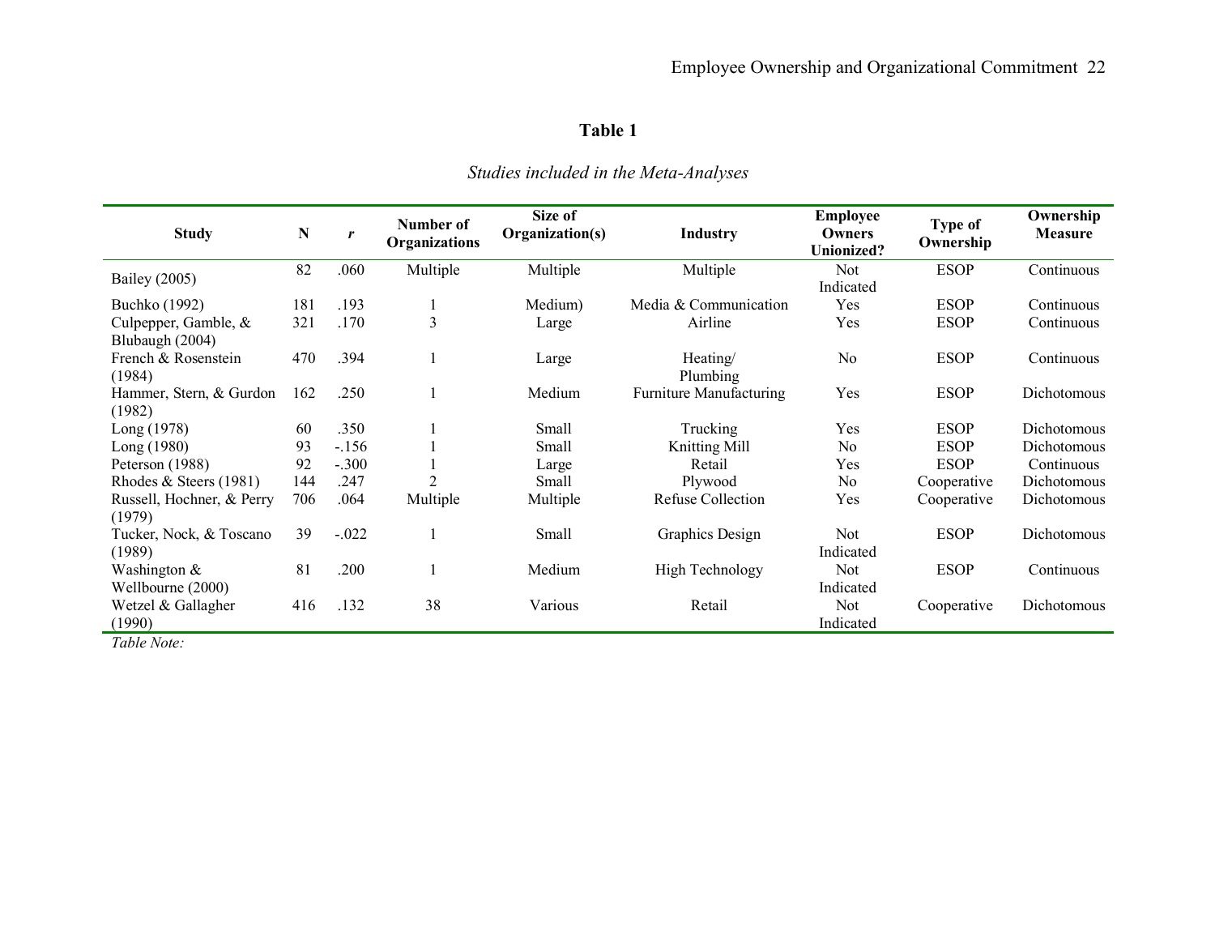**Table 1**

*Studies included in the Meta-Analyses*

| Study | N | *r* | Number of Organizations | Size of Organization(s) | Industry | Employee Owners Unionized? | Type of Ownership | Ownership Measure |
|---|---|---|---|---|---|---|---|---|
| Bailey (2005) | 82 | .060 | Multiple | Multiple | Multiple | Not Indicated | ESOP | Continuous |
| Buchko (1992) | 181 | .193 | 1 | Medium) | Media & Communication | Yes | ESOP | Continuous |
| Culpepper, Gamble, & Blubaugh (2004) | 321 | .170 | 3 | Large | Airline | Yes | ESOP | Continuous |
| French & Rosenstein (1984) | 470 | .394 | 1 | Large | Heating/ Plumbing | No | ESOP | Continuous |
| Hammer, Stern, & Gurdon (1982) | 162 | .250 | 1 | Medium | Furniture Manufacturing | Yes | ESOP | Dichotomous |
| Long (1978) | 60 | .350 | 1 | Small | Trucking | Yes | ESOP | Dichotomous |
| Long (1980) | 93 | -.156 | 1 | Small | Knitting Mill | No | ESOP | Dichotomous |
| Peterson (1988) | 92 | -.300 | 1 | Large | Retail | Yes | ESOP | Continuous |
| Rhodes & Steers (1981) | 144 | .247 | 2 | Small | Plywood | No | Cooperative | Dichotomous |
| Russell, Hochner, & Perry (1979) | 706 | .064 | Multiple | Multiple | Refuse Collection | Yes | Cooperative | Dichotomous |
| Tucker, Nock, & Toscano (1989) | 39 | -.022 | 1 | Small | Graphics Design | Not Indicated | ESOP | Dichotomous |
| Washington & Wellbourne (2000) | 81 | .200 | 1 | Medium | High Technology | Not Indicated | ESOP | Continuous |
| Wetzel & Gallagher (1990) | 416 | .132 | 38 | Various | Retail | Not Indicated | Cooperative | Dichotomous |

*Table Note:*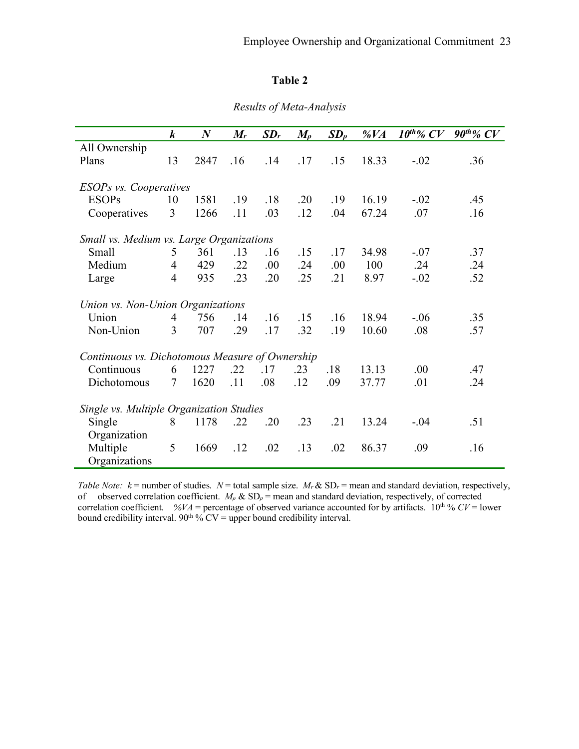**Table 2**

*Results of Meta-Analysis*

| | $k$ | $N$ | $M_r$ | $SD_r$ | $M_\rho$ | $SD_\rho$ | *%VA* | *10th% CV* | *90th% CV* |
|---|---|---|---|---|---|---|---|---|---|
| All Ownership Plans | 13 | 2847 | .16 | .14 | .17 | .15 | 18.33 | -.02 | .36 |
| *ESOPs vs. Cooperatives* | | | | | | | | | |
| ESOPs | 10 | 1581 | .19 | .18 | .20 | .19 | 16.19 | -.02 | .45 |
| Cooperatives | 3 | 1266 | .11 | .03 | .12 | .04 | 67.24 | .07 | .16 |
| *Small vs. Medium vs. Large Organizations* | | | | | | | | | |
| Small | 5 | 361 | .13 | .16 | .15 | .17 | 34.98 | -.07 | .37 |
| Medium | 4 | 429 | .22 | .00 | .24 | .00 | 100 | .24 | .24 |
| Large | 4 | 935 | .23 | .20 | .25 | .21 | 8.97 | -.02 | .52 |
| *Union vs. Non-Union Organizations* | | | | | | | | | |
| Union | 4 | 756 | .14 | .16 | .15 | .16 | 18.94 | -.06 | .35 |
| Non-Union | 3 | 707 | .29 | .17 | .32 | .19 | 10.60 | .08 | .57 |
| *Continuous vs. Dichotomous Measure of Ownership* | | | | | | | | | |
| Continuous | 6 | 1227 | .22 | .17 | .23 | .18 | 13.13 | .00 | .47 |
| Dichotomous | 7 | 1620 | .11 | .08 | .12 | .09 | 37.77 | .01 | .24 |
| *Single vs. Multiple Organization Studies* | | | | | | | | | |
| Single Organization | 8 | 1178 | .22 | .20 | .23 | .21 | 13.24 | -.04 | .51 |
| Multiple Organizations | 5 | 1669 | .12 | .02 | .13 | .02 | 86.37 | .09 | .16 |

*Table Note:* $k$ = number of studies. $N$ = total sample size. $M_r$ & $SD_r$ = mean and standard deviation, respectively, of observed correlation coefficient. $M_\rho$ & $SD_\rho$ = mean and standard deviation, respectively, of corrected correlation coefficient. *%VA* = percentage of observed variance accounted for by artifacts. 10th % *CV* = lower bound credibility interval. 90th % CV = upper bound credibility interval.